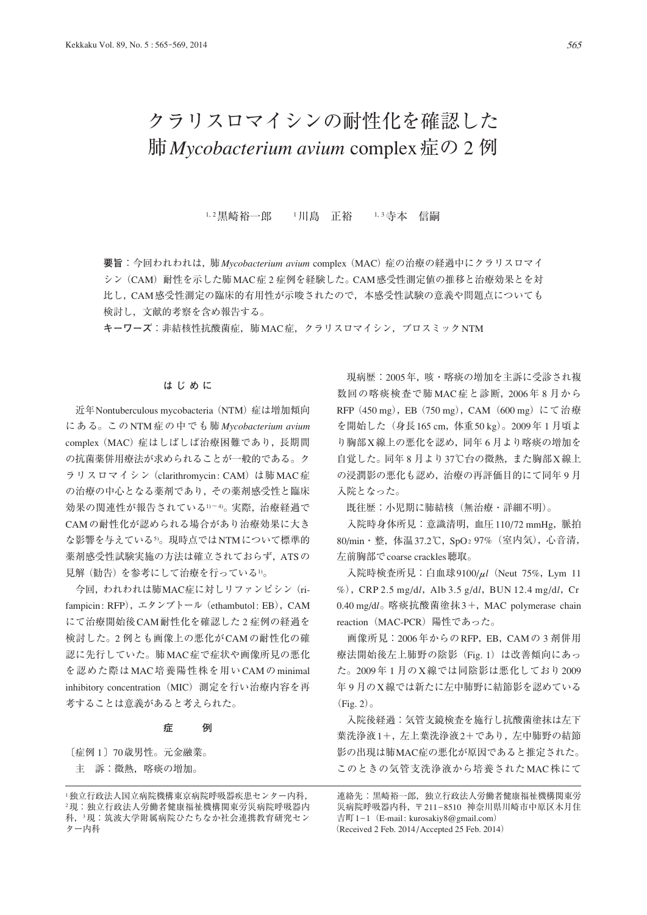# クラリスロマイシンの耐性化を確認した肺*Mycobacterium avium* complex症の2例

[1,2]黒崎裕一郎　[1]川島　正裕　[1,3]寺本　信嗣

**要旨**：今回われわれは，肺*Mycobacterium avium* complex（MAC）症の治療の経過中にクラリスロマイシン（CAM）耐性を示した肺MAC症2症例を経験した。CAM感受性測定値の推移と治療効果とを対比し，CAM感受性測定の臨床的有用性が示唆されたので，本感受性試験の意義や問題点についても検討し，文献的考察を含め報告する。

**キーワーズ**：非結核性抗酸菌症，肺MAC症，クラリスロマイシン，ブロスミックNTM

## はじめに

近年Nontuberculous mycobacteria（NTM）症は増加傾向にある。このNTM症の中でも肺*Mycobacterium avium* complex（MAC）症はしばしば治療困難であり，長期間の抗菌薬併用療法が求められることが一般的である。クラリスロマイシン（clarithromycin：CAM）は肺MAC症の治療の中心となる薬剤であり，その薬剤感受性と臨床効果の関連性が報告されている[1)～4)]。実際，治療経過でCAMの耐性化が認められる場合があり治療効果に大きな影響を与えている[5)]。現時点ではNTMについて標準的薬剤感受性試験実施の方法は確立されておらず，ATSの見解（勧告）を参考にして治療を行っている[1)]。

今回，われわれは肺MAC症に対しリファンピシン（rifampicin：RFP），エタンブトール（ethambutol：EB），CAMにて治療開始後CAM耐性化を確認した2症例の経過を検討した。2例とも画像上の悪化がCAMの耐性化の確認に先行していた。肺MAC症で症状や画像所見の悪化を認めた際はMAC培養陽性株を用いCAMのminimal inhibitory concentration（MIC）測定を行い治療内容を再考することは意義があると考えられた。

## 症　例

〔症例1〕70歳男性。元金融業。

主　訴：微熱，喀痰の増加。

現病歴：2005年，咳・喀痰の増加を主訴に受診され複数回の喀痰検査で肺MAC症と診断，2006年8月からRFP（450 mg），EB（750 mg），CAM（600 mg）にて治療を開始した（身長165 cm，体重50 kg）。2009年1月頃より胸部X線上の悪化を認め，同年6月より喀痰の増加を自覚した。同年8月より37℃台の微熱，また胸部X線上の浸潤影の悪化も認め，治療の再評価目的にて同年9月入院となった。

既往歴：小児期に肺結核（無治療・詳細不明）。

入院時身体所見：意識清明，血圧110/72 mmHg，脈拍80/min・整，体温37.2℃，$SpO_2$ 97%（室内気），心音清，左前胸部でcoarse crackles聴取。

入院時検査所見：白血球9100/$\mu l$（Neut 75%，Lym 11%），CRP 2.5 mg/$dl$，Alb 3.5 g/$dl$，BUN 12.4 mg/$dl$，Cr 0.40 mg/$dl$。喀痰抗酸菌塗抹3＋，MAC polymerase chain reaction（MAC-PCR）陽性であった。

画像所見：2006年からのRFP，EB，CAMの3剤併用療法開始後左上肺野の陰影（Fig. 1）は改善傾向にあった。2009年1月のX線では同陰影は悪化しており2009年9月のX線では新たに左中肺野に結節影を認めている（Fig. 2）。

入院後経過：気管支鏡検査を施行し抗酸菌塗抹は左下葉洗浄液1＋，左上葉洗浄液2＋であり，左中肺野の結節影の出現は肺MAC症の悪化が原因であると推定された。このときの気管支洗浄液から培養されたMAC株にて

[1]独立行政法人国立病院機構東京病院呼吸器疾患センター内科，[2]現：独立行政法人労働者健康福祉機構関東労災病院呼吸器内科，[3]現：筑波大学附属病院ひたちなか社会連携教育研究センター内科

連絡先：黒崎裕一郎，独立行政法人労働者健康福祉機構関東労災病院呼吸器内科，〒211－8510 神奈川県川崎市中原区木月住吉町1－1（E-mail: kurosakiy8@gmail.com）
（Received 2 Feb. 2014／Accepted 25 Feb. 2014）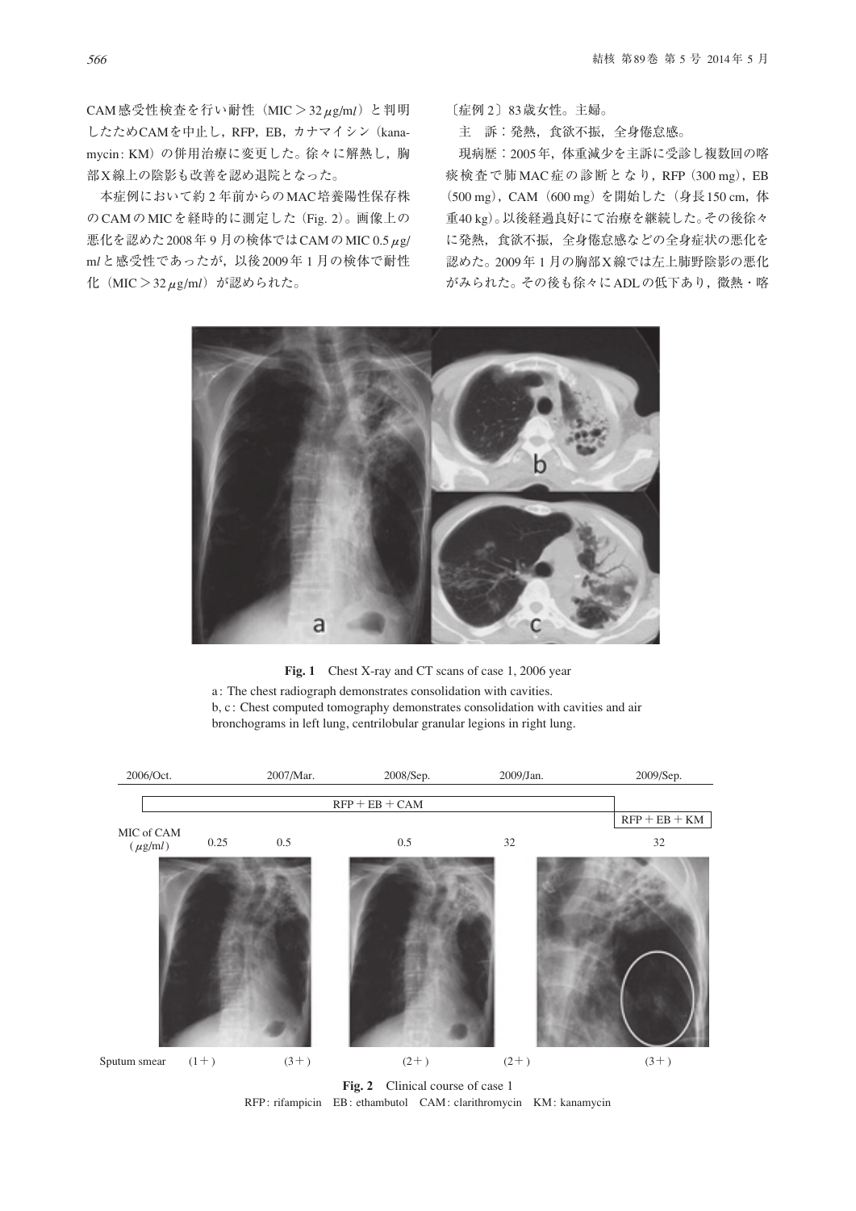CAM感受性検査を行い耐性（MIC＞32 μg/ml）と判明したためCAMを中止し，RFP，EB，カナマイシン（kanamycin: KM）の併用治療に変更した。徐々に解熱し，胸部X線上の陰影も改善を認め退院となった。

本症例において約2年前からのMAC培養陽性保存株のCAMのMICを経時的に測定した（Fig. 2）。画像上の悪化を認めた2008年9月の検体ではCAMのMIC 0.5 μg/mlと感受性であったが，以後2009年1月の検体で耐性化（MIC＞32 μg/ml）が認められた。

〔症例2〕83歳女性。主婦。

主　訴：発熱，食欲不振，全身倦怠感。

現病歴：2005年，体重減少を主訴に受診し複数回の喀痰検査で肺MAC症の診断となり，RFP（300 mg），EB（500 mg），CAM（600 mg）を開始した（身長150 cm，体重40 kg）。以後経過良好にて治療を継続した。その後徐々に発熱，食欲不振，全身倦怠感などの全身症状の悪化を認めた。2009年1月の胸部X線では左上肺野陰影の悪化がみられた。その後も徐々にADLの低下あり，微熱・喀

**Fig. 1**　Chest X-ray and CT scans of case 1, 2006 year

a: The chest radiograph demonstrates consolidation with cavities.
b, c: Chest computed tomography demonstrates consolidation with cavities and air bronchograms in left lung, centrilobular granular legions in right lung.

| | 2006/Oct. | 2007/Mar. | 2008/Sep. | 2009/Jan. | 2009/Sep. |
|---|---|---|---|---|---|
| Treatment | RFP＋EB＋CAM | | | | RFP＋EB＋KM |
| MIC of CAM (μg/ml) | 0.25 | 0.5 | 0.5 | 32 | 32 |
| Sputum smear | (1＋) | (3＋) | (2＋) | (2＋) | (3＋) |

**Fig. 2**　Clinical course of case 1

RFP: rifampicin　EB: ethambutol　CAM: clarithromycin　KM: kanamycin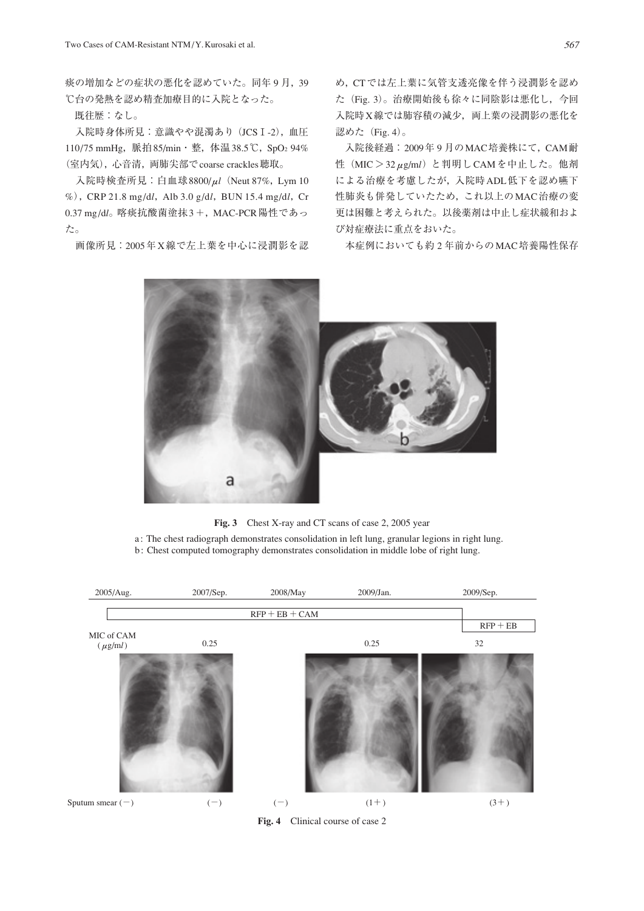痰の増加などの症状の悪化を認めていた。同年 9 月，39℃台の発熱を認め精査加療目的に入院となった。

既往歴：なし。

入院時身体所見：意識やや混濁あり（JCS I -2），血圧110/75 mmHg，脈拍85/min・整，体温38.5℃，$SpO_2$ 94%（室内気），心音清，両肺尖部でcoarse crackles聴取。

入院時検査所見：白血球8800/$\mu l$（Neut 87%，Lym 10%），CRP 21.8 mg/$dl$，Alb 3.0 g/$dl$，BUN 15.4 mg/$dl$，Cr 0.37 mg/$dl$。喀痰抗酸菌塗抹3＋，MAC-PCR陽性であった。

画像所見：2005年X線で左上葉を中心に浸潤影を認め，CTでは左上葉に気管支透亮像を伴う浸潤影を認めた（Fig. 3）。治療開始後も徐々に同陰影は悪化し，今回入院時X線では肺容積の減少，両上葉の浸潤影の悪化を認めた（Fig. 4）。

入院後経過：2009年 9 月のMAC培養株にて，CAM耐性（MIC＞32 $\mu$g/m$l$）と判明しCAMを中止した。他剤による治療を考慮したが，入院時ADL低下を認め嚥下性肺炎も併発していたため，これ以上のMAC治療の変更は困難と考えられた。以後薬剤は中止し症状緩和および対症療法に重点をおいた。

本症例においても約 2 年前からのMAC培養陽性保存

**Fig. 3** Chest X-ray and CT scans of case 2, 2005 year

a: The chest radiograph demonstrates consolidation in left lung, granular legions in right lung.
b: Chest computed tomography demonstrates consolidation in middle lobe of right lung.

| | 2005/Aug. | 2007/Sep. | 2008/May | 2009/Jan. | 2009/Sep. |
|---|---|---|---|---|---|
| Treatment | RFP＋EB＋CAM | | | | RFP＋EB |
| MIC of CAM ($\mu$g/m$l$) | | 0.25 | | 0.25 | 32 |
| Sputum smear | (－) | (－) | (－) | (1＋) | (3＋) |

**Fig. 4** Clinical course of case 2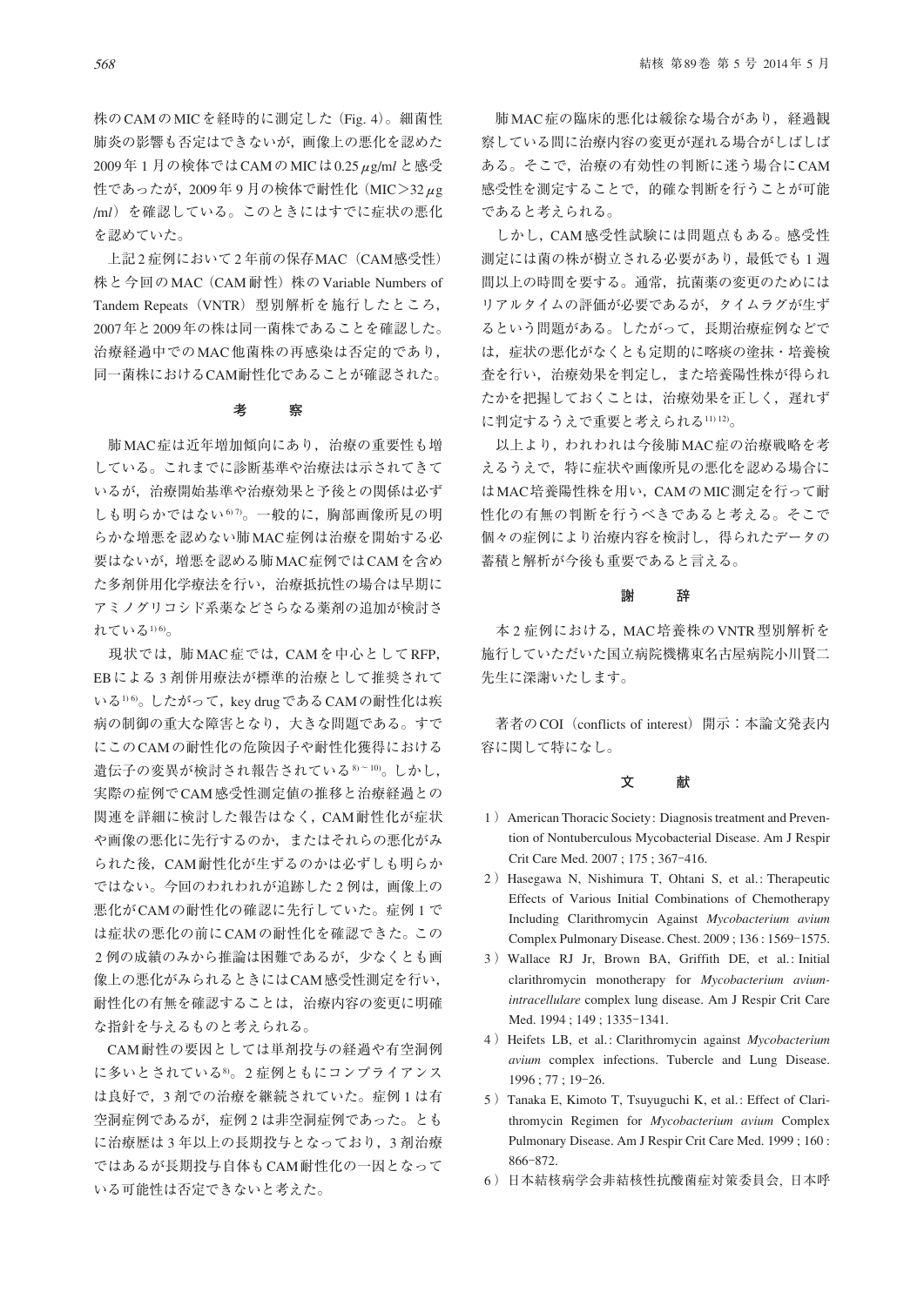株のCAMのMICを経時的に測定した（Fig. 4）。細菌性肺炎の影響も否定はできないが，画像上の悪化を認めた2009年1月の検体ではCAMのMICは0.25 μg/ml と感受性であったが，2009年9月の検体で耐性化（MIC＞32 μg/ml）を確認している。このときにはすでに症状の悪化を認めていた。

上記2症例において2年前の保存MAC（CAM感受性）株と今回のMAC（CAM耐性）株のVariable Numbers of Tandem Repeats（VNTR）型別解析を施行したところ，2007年と2009年の株は同一菌株であることを確認した。治療経過中でのMAC他菌株の再感染は否定的であり，同一菌株におけるCAM耐性化であることが確認された。

## 考　　察

肺MAC症は近年増加傾向にあり，治療の重要性も増している。これまでに診断基準や治療法は示されてきているが，治療開始基準や治療効果と予後との関係は必ずしも明らかではない[6,7]。一般的に，胸部画像所見の明らかな増悪を認めない肺MAC症例は治療を開始する必要はないが，増悪を認める肺MAC症例ではCAMを含めた多剤併用化学療法を行い，治療抵抗性の場合は早期にアミノグリコシド系薬などさらなる薬剤の追加が検討されている[1,6]。

現状では，肺MAC症では，CAMを中心としてRFP，EBによる3剤併用療法が標準的治療として推奨されている[1,6]。したがって，key drugであるCAMの耐性化は疾病の制御の重大な障害となり，大きな問題である。すでにこのCAMの耐性化の危険因子や耐性化獲得における遺伝子の変異が検討され報告されている[8～10]。しかし，実際の症例でCAM感受性測定値の推移と治療経過との関連を詳細に検討した報告はなく，CAM耐性化が症状や画像の悪化に先行するのか，またはそれらの悪化がみられた後，CAM耐性化が生ずるのかは必ずしも明らかではない。今回のわれわれが追跡した2例は，画像上の悪化がCAMの耐性化の確認に先行していた。症例1では症状の悪化の前にCAMの耐性化を確認できた。この2例の成績のみから推論は困難であるが，少なくとも画像上の悪化がみられるときにはCAM感受性測定を行い，耐性化の有無を確認することは，治療内容の変更に明確な指針を与えるものと考えられる。

CAM耐性の要因としては単剤投与の経過や有空洞例に多いとされている[8]。2症例ともにコンプライアンスは良好で，3剤での治療を継続されていた。症例1は有空洞症例であるが，症例2は非空洞症例であった。ともに治療歴は3年以上の長期投与となっており，3剤治療ではあるが長期投与自体もCAM耐性化の一因となっている可能性は否定できないと考えた。

肺MAC症の臨床的悪化は緩徐な場合があり，経過観察している間に治療内容の変更が遅れる場合がしばしばある。そこで，治療の有効性の判断に迷う場合にCAM感受性を測定することで，的確な判断を行うことが可能であると考えられる。

しかし，CAM感受性試験には問題点もある。感受性測定には菌の株が樹立される必要があり，最低でも1週間以上の時間を要する。通常，抗菌薬の変更のためにはリアルタイムの評価が必要であるが，タイムラグが生ずるという問題がある。したがって，長期治療症例などでは，症状の悪化がなくとも定期的に喀痰の塗抹・培養検査を行い，治療効果を判定し，また培養陽性株が得られたかを把握しておくことは，治療効果を正しく，遅れずに判定するうえで重要と考えられる[11,12]。

以上より，われわれは今後肺MAC症の治療戦略を考えるうえで，特に症状や画像所見の悪化を認める場合にはMAC培養陽性株を用い，CAMのMIC測定を行って耐性化の有無の判断を行うべきであると考える。そこで個々の症例により治療内容を検討し，得られたデータの蓄積と解析が今後も重要であると言える。

## 謝　　辞

本2症例における，MAC培養株のVNTR型別解析を施行していただいた国立病院機構東名古屋病院小川賢二先生に深謝いたします。

著者のCOI（conflicts of interest）開示：本論文発表内容に関して特になし。

## 文　　献

1）American Thoracic Society: Diagnosis treatment and Prevention of Nontuberculous Mycobacterial Disease. Am J Respir Crit Care Med. 2007 ; 175 ; 367–416.

2）Hasegawa N, Nishimura T, Ohtani S, et al.: Therapeutic Effects of Various Initial Combinations of Chemotherapy Including Clarithromycin Against *Mycobacterium avium* Complex Pulmonary Disease. Chest. 2009 ; 136 : 1569–1575.

3）Wallace RJ Jr, Brown BA, Griffith DE, et al.: Initial clarithromycin monotherapy for *Mycobacterium avium-intracellulare* complex lung disease. Am J Respir Crit Care Med. 1994 ; 149 ; 1335–1341.

4）Heifets LB, et al.: Clarithromycin against *Mycobacterium avium* complex infections. Tubercle and Lung Disease. 1996 ; 77 ; 19–26.

5）Tanaka E, Kimoto T, Tsuyuguchi K, et al.: Effect of Clarithromycin Regimen for *Mycobacterium avium* Complex Pulmonary Disease. Am J Respir Crit Care Med. 1999 ; 160 : 866–872.

6）日本結核病学会非結核性抗酸菌症対策委員会，日本呼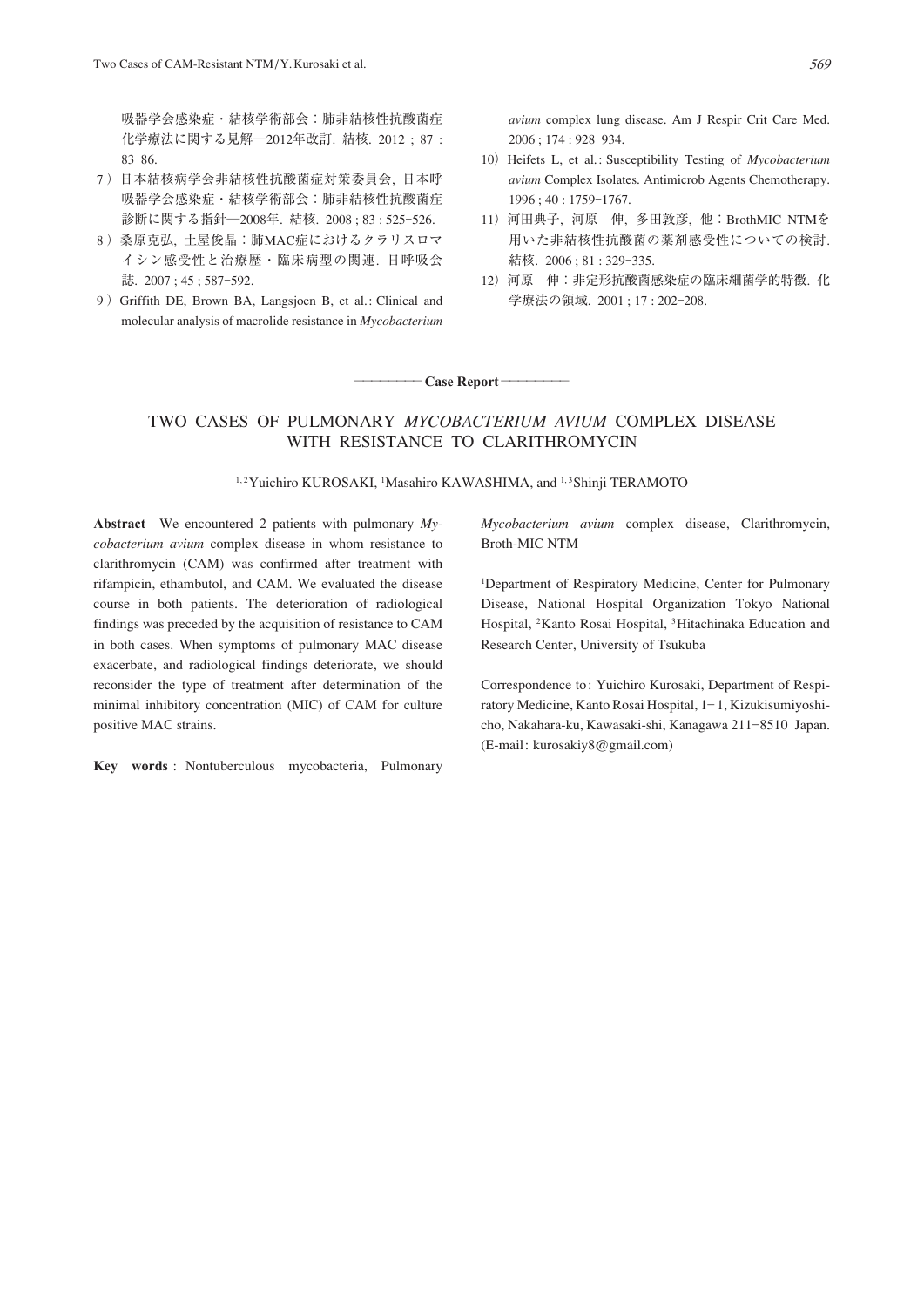吸器学会感染症・結核学術部会：肺非結核性抗酸菌症化学療法に関する見解—2012年改訂．結核．2012；87：83–86.

7）日本結核病学会非結核性抗酸菌症対策委員会，日本呼吸器学会感染症・結核学術部会：肺非結核性抗酸菌症診断に関する指針—2008年．結核．2008；83：525–526.

8）桑原克弘，土屋俊晶：肺MAC症におけるクラリスロマイシン感受性と治療歴・臨床病型の関連．日呼吸会誌．2007；45；587–592.

9）Griffith DE, Brown BA, Langsjoen B, et al.: Clinical and molecular analysis of macrolide resistance in *Mycobacterium avium* complex lung disease. Am J Respir Crit Care Med. 2006 ; 174 : 928–934.

10）Heifets L, et al.: Susceptibility Testing of *Mycobacterium avium* Complex Isolates. Antimicrob Agents Chemotherapy. 1996 ; 40 : 1759–1767.

11）河田典子，河原　伸，多田敦彦，他：BrothMIC NTMを用いた非結核性抗酸菌の薬剤感受性についての検討．結核．2006；81：329–335.

12）河原　伸：非定形抗酸菌感染症の臨床細菌学的特徴．化学療法の領域．2001；17：202–208.

**Case Report**

## TWO CASES OF PULMONARY *MYCOBACTERIUM AVIUM* COMPLEX DISEASE WITH RESISTANCE TO CLARITHROMYCIN

[1,2]Yuichiro KUROSAKI, [1]Masahiro KAWASHIMA, and [1,3]Shinji TERAMOTO

**Abstract** We encountered 2 patients with pulmonary *Mycobacterium avium* complex disease in whom resistance to clarithromycin (CAM) was confirmed after treatment with rifampicin, ethambutol, and CAM. We evaluated the disease course in both patients. The deterioration of radiological findings was preceded by the acquisition of resistance to CAM in both cases. When symptoms of pulmonary MAC disease exacerbate, and radiological findings deteriorate, we should reconsider the type of treatment after determination of the minimal inhibitory concentration (MIC) of CAM for culture positive MAC strains.

**Key words** : Nontuberculous mycobacteria, Pulmonary *Mycobacterium avium* complex disease, Clarithromycin, Broth-MIC NTM

[1]Department of Respiratory Medicine, Center for Pulmonary Disease, National Hospital Organization Tokyo National Hospital, [2]Kanto Rosai Hospital, [3]Hitachinaka Education and Research Center, University of Tsukuba

Correspondence to: Yuichiro Kurosaki, Department of Respiratory Medicine, Kanto Rosai Hospital, 1-1, Kizukisumiyoshi-cho, Nakahara-ku, Kawasaki-shi, Kanagawa 211-8510 Japan. (E-mail: kurosakiy8@gmail.com)